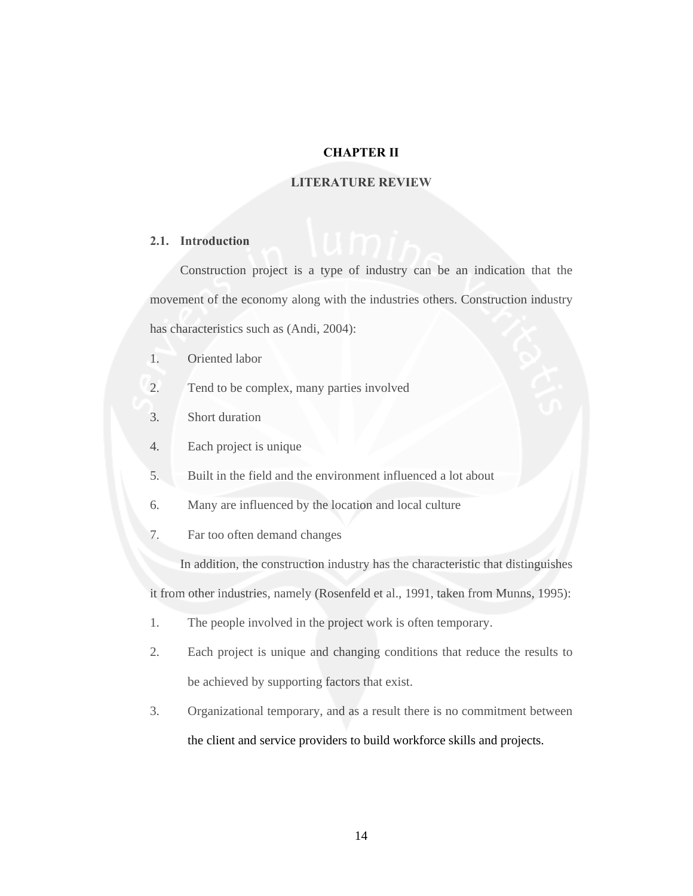# CHAPTER II

# LITERATURE REVIEW

## 2.1. Introduction

Construction project is a type of industry can be an indication that the movement of the economy along with the industries others. Construction industry has characteristics such as (Andi, 2004):

1. Oriented labor
2. Tend to be complex, many parties involved
3. Short duration
4. Each project is unique
5. Built in the field and the environment influenced a lot about
6. Many are influenced by the location and local culture
7. Far too often demand changes

In addition, the construction industry has the characteristic that distinguishes it from other industries, namely (Rosenfeld et al., 1991, taken from Munns, 1995):

1. The people involved in the project work is often temporary.
2. Each project is unique and changing conditions that reduce the results to be achieved by supporting factors that exist.
3. Organizational temporary, and as a result there is no commitment between the client and service providers to build workforce skills and projects.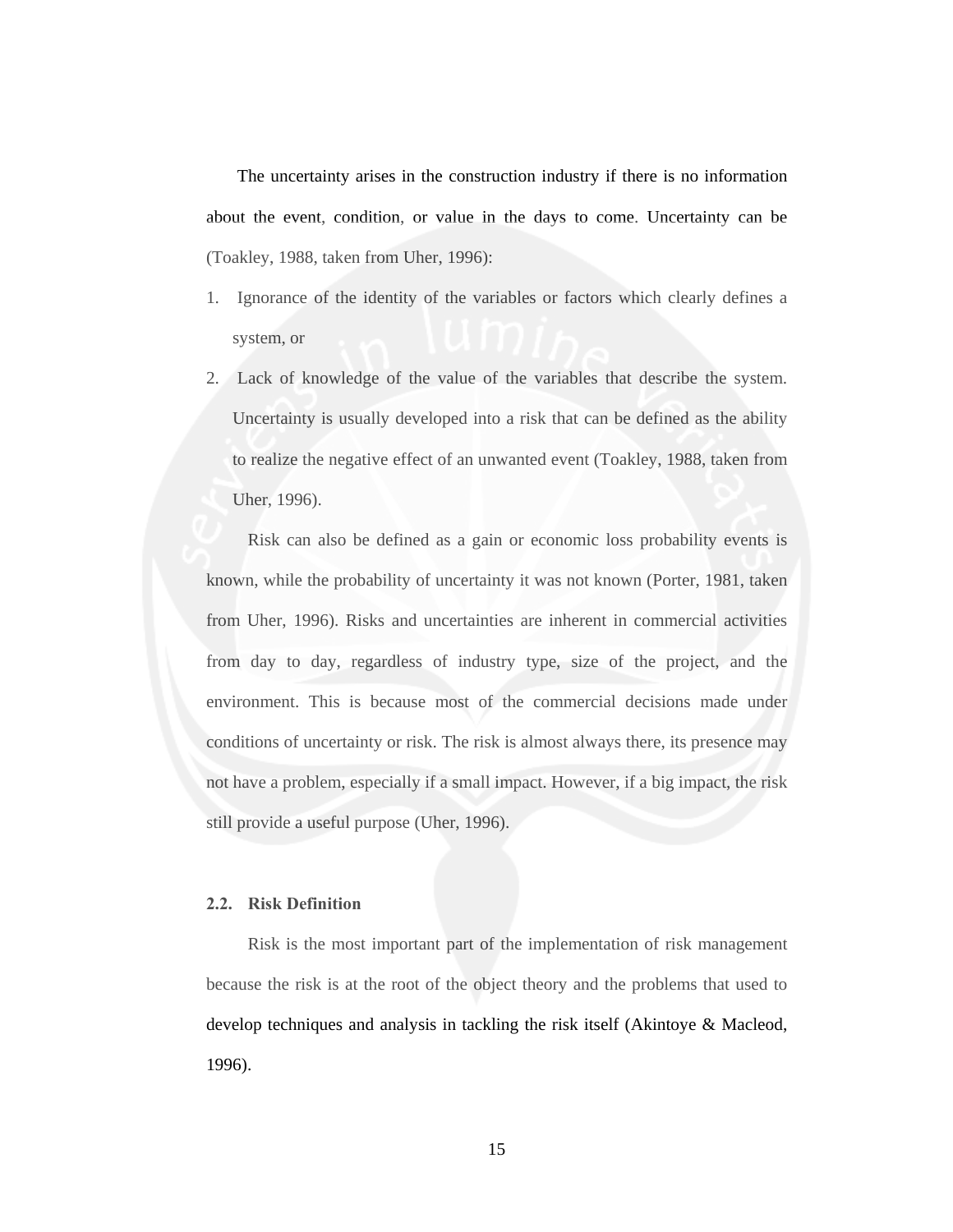The uncertainty arises in the construction industry if there is no information about the event, condition, or value in the days to come. Uncertainty can be (Toakley, 1988, taken from Uher, 1996):

1. Ignorance of the identity of the variables or factors which clearly defines a system, or
2. Lack of knowledge of the value of the variables that describe the system. Uncertainty is usually developed into a risk that can be defined as the ability to realize the negative effect of an unwanted event (Toakley, 1988, taken from Uher, 1996).

Risk can also be defined as a gain or economic loss probability events is known, while the probability of uncertainty it was not known (Porter, 1981, taken from Uher, 1996). Risks and uncertainties are inherent in commercial activities from day to day, regardless of industry type, size of the project, and the environment. This is because most of the commercial decisions made under conditions of uncertainty or risk. The risk is almost always there, its presence may not have a problem, especially if a small impact. However, if a big impact, the risk still provide a useful purpose (Uher, 1996).

## 2.2. Risk Definition

Risk is the most important part of the implementation of risk management because the risk is at the root of the object theory and the problems that used to develop techniques and analysis in tackling the risk itself (Akintoye & Macleod, 1996).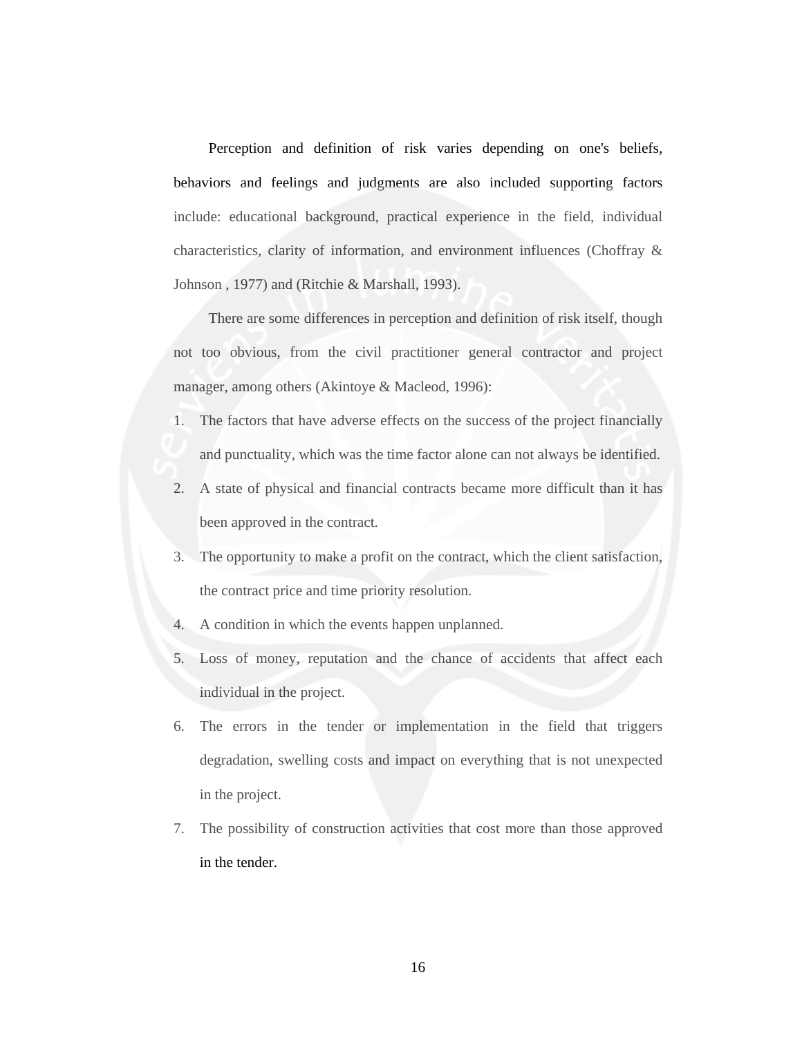Perception and definition of risk varies depending on one's beliefs, behaviors and feelings and judgments are also included supporting factors include: educational background, practical experience in the field, individual characteristics, clarity of information, and environment influences (Choffray & Johnson , 1977) and (Ritchie & Marshall, 1993).

There are some differences in perception and definition of risk itself, though not too obvious, from the civil practitioner general contractor and project manager, among others (Akintoye & Macleod, 1996):

1. The factors that have adverse effects on the success of the project financially and punctuality, which was the time factor alone can not always be identified.
2. A state of physical and financial contracts became more difficult than it has been approved in the contract.
3. The opportunity to make a profit on the contract, which the client satisfaction, the contract price and time priority resolution.
4. A condition in which the events happen unplanned.
5. Loss of money, reputation and the chance of accidents that affect each individual in the project.
6. The errors in the tender or implementation in the field that triggers degradation, swelling costs and impact on everything that is not unexpected in the project.
7. The possibility of construction activities that cost more than those approved in the tender.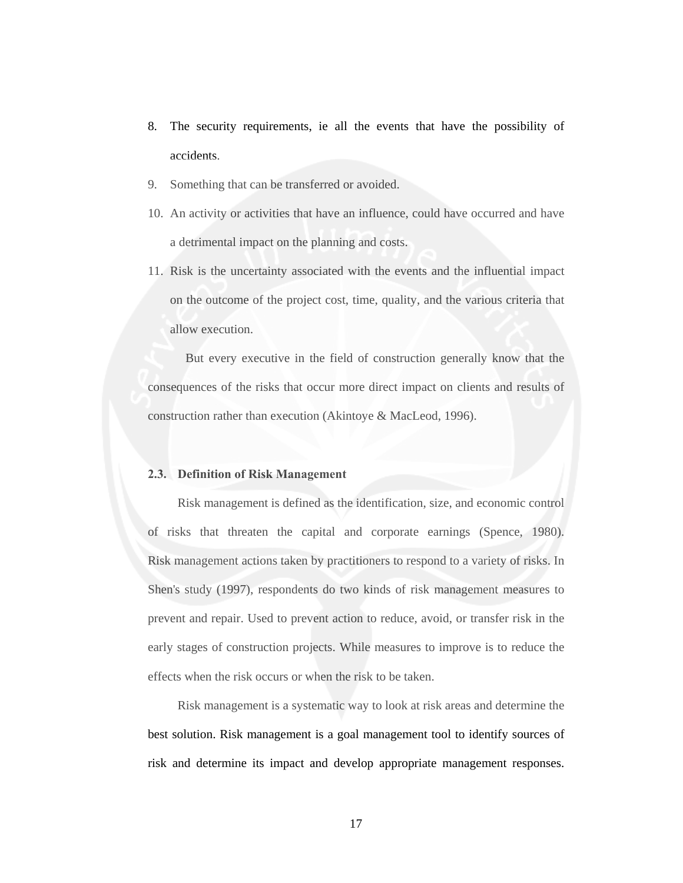8. The security requirements, ie all the events that have the possibility of accidents.
9. Something that can be transferred or avoided.
10. An activity or activities that have an influence, could have occurred and have a detrimental impact on the planning and costs.
11. Risk is the uncertainty associated with the events and the influential impact on the outcome of the project cost, time, quality, and the various criteria that allow execution.

But every executive in the field of construction generally know that the consequences of the risks that occur more direct impact on clients and results of construction rather than execution (Akintoye & MacLeod, 1996).

### 2.3. Definition of Risk Management

Risk management is defined as the identification, size, and economic control of risks that threaten the capital and corporate earnings (Spence, 1980). Risk management actions taken by practitioners to respond to a variety of risks. In Shen's study (1997), respondents do two kinds of risk management measures to prevent and repair. Used to prevent action to reduce, avoid, or transfer risk in the early stages of construction projects. While measures to improve is to reduce the effects when the risk occurs or when the risk to be taken.

Risk management is a systematic way to look at risk areas and determine the best solution. Risk management is a goal management tool to identify sources of risk and determine its impact and develop appropriate management responses.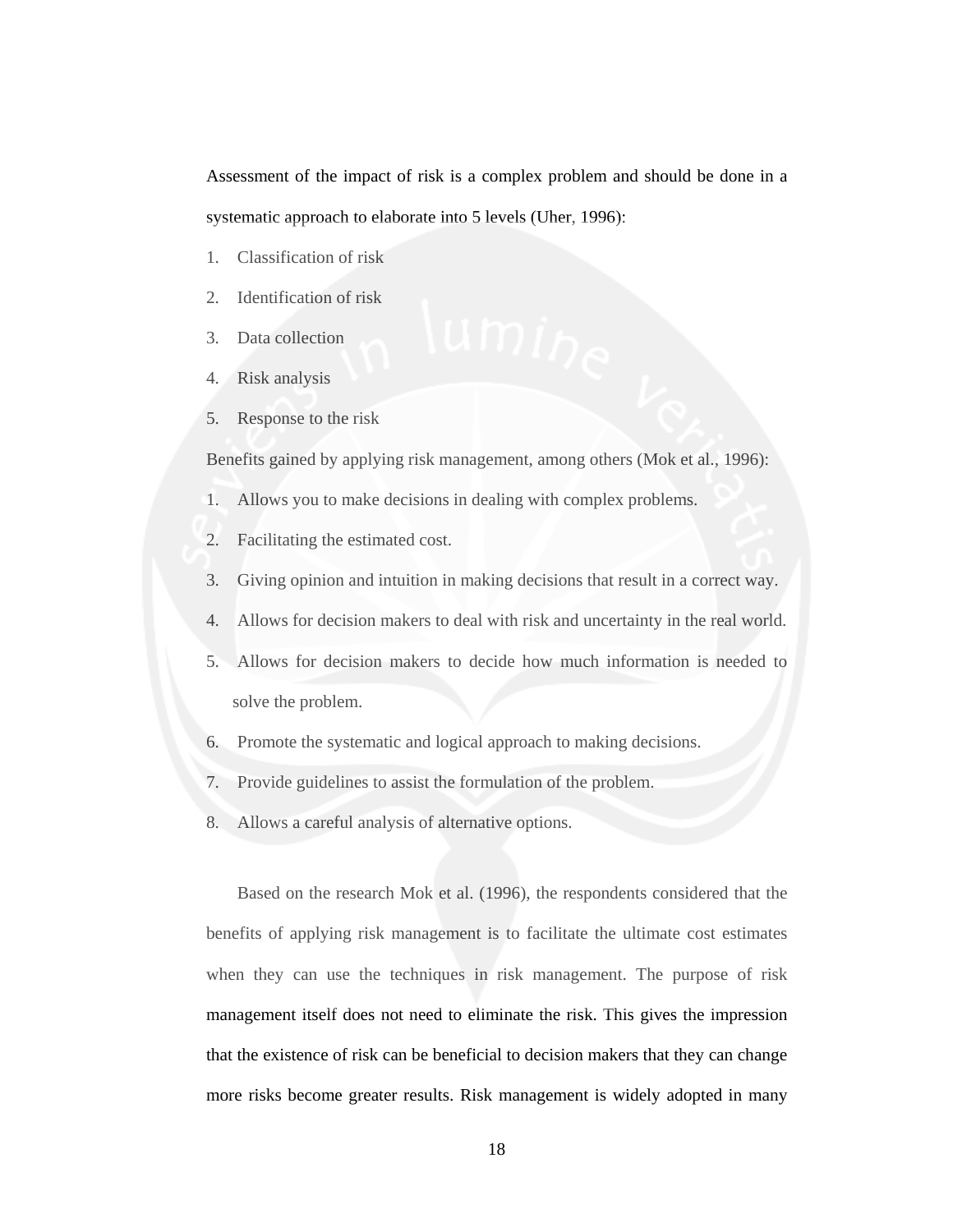Assessment of the impact of risk is a complex problem and should be done in a systematic approach to elaborate into 5 levels (Uher, 1996):

1. Classification of risk
2. Identification of risk
3. Data collection
4. Risk analysis
5. Response to the risk

Benefits gained by applying risk management, among others (Mok et al., 1996):

1. Allows you to make decisions in dealing with complex problems.
2. Facilitating the estimated cost.
3. Giving opinion and intuition in making decisions that result in a correct way.
4. Allows for decision makers to deal with risk and uncertainty in the real world.
5. Allows for decision makers to decide how much information is needed to solve the problem.
6. Promote the systematic and logical approach to making decisions.
7. Provide guidelines to assist the formulation of the problem.
8. Allows a careful analysis of alternative options.

Based on the research Mok et al. (1996), the respondents considered that the benefits of applying risk management is to facilitate the ultimate cost estimates when they can use the techniques in risk management. The purpose of risk management itself does not need to eliminate the risk. This gives the impression that the existence of risk can be beneficial to decision makers that they can change more risks become greater results. Risk management is widely adopted in many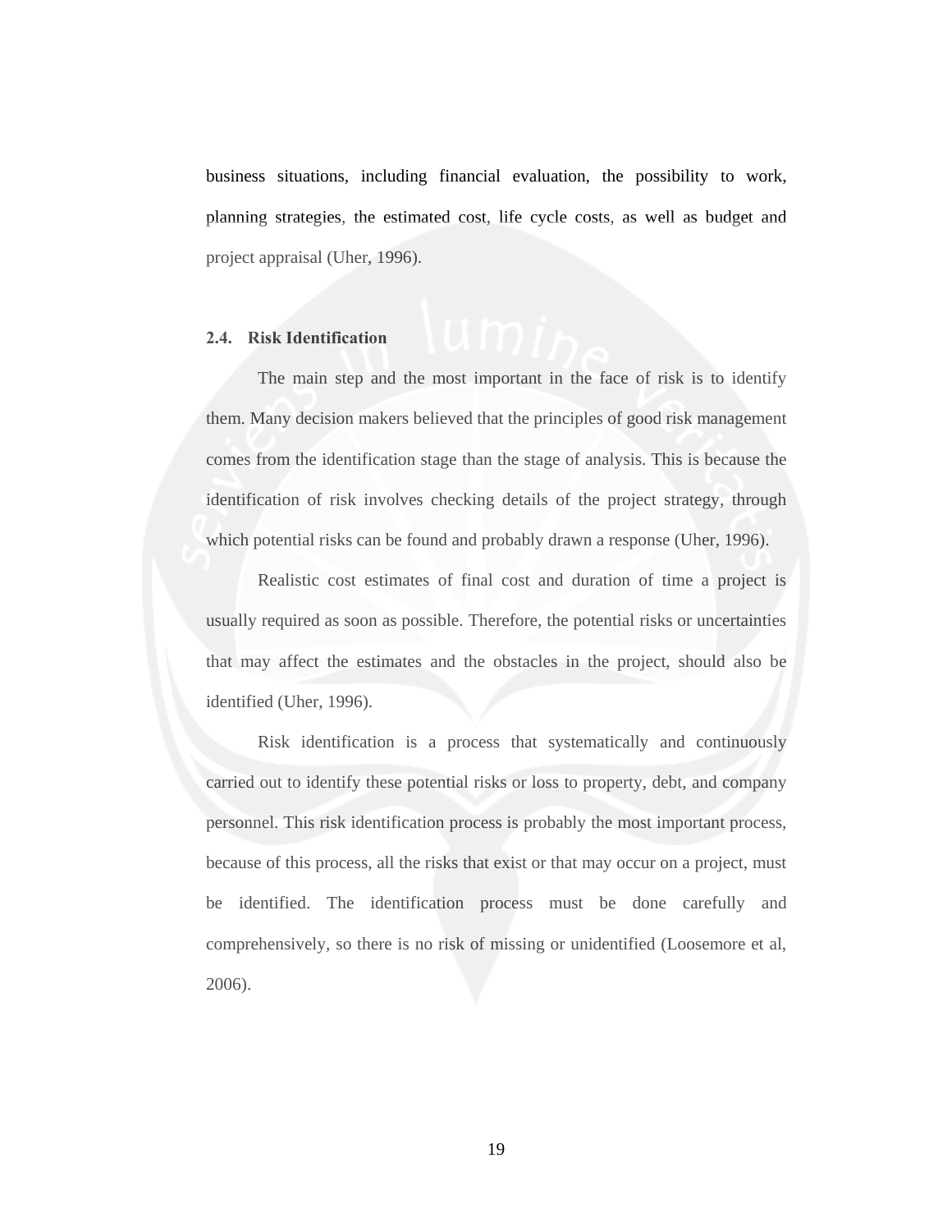business situations, including financial evaluation, the possibility to work, planning strategies, the estimated cost, life cycle costs, as well as budget and project appraisal (Uher, 1996).

## 2.4. Risk Identification

The main step and the most important in the face of risk is to identify them. Many decision makers believed that the principles of good risk management comes from the identification stage than the stage of analysis. This is because the identification of risk involves checking details of the project strategy, through which potential risks can be found and probably drawn a response (Uher, 1996).

Realistic cost estimates of final cost and duration of time a project is usually required as soon as possible. Therefore, the potential risks or uncertainties that may affect the estimates and the obstacles in the project, should also be identified (Uher, 1996).

Risk identification is a process that systematically and continuously carried out to identify these potential risks or loss to property, debt, and company personnel. This risk identification process is probably the most important process, because of this process, all the risks that exist or that may occur on a project, must be identified. The identification process must be done carefully and comprehensively, so there is no risk of missing or unidentified (Loosemore et al, 2006).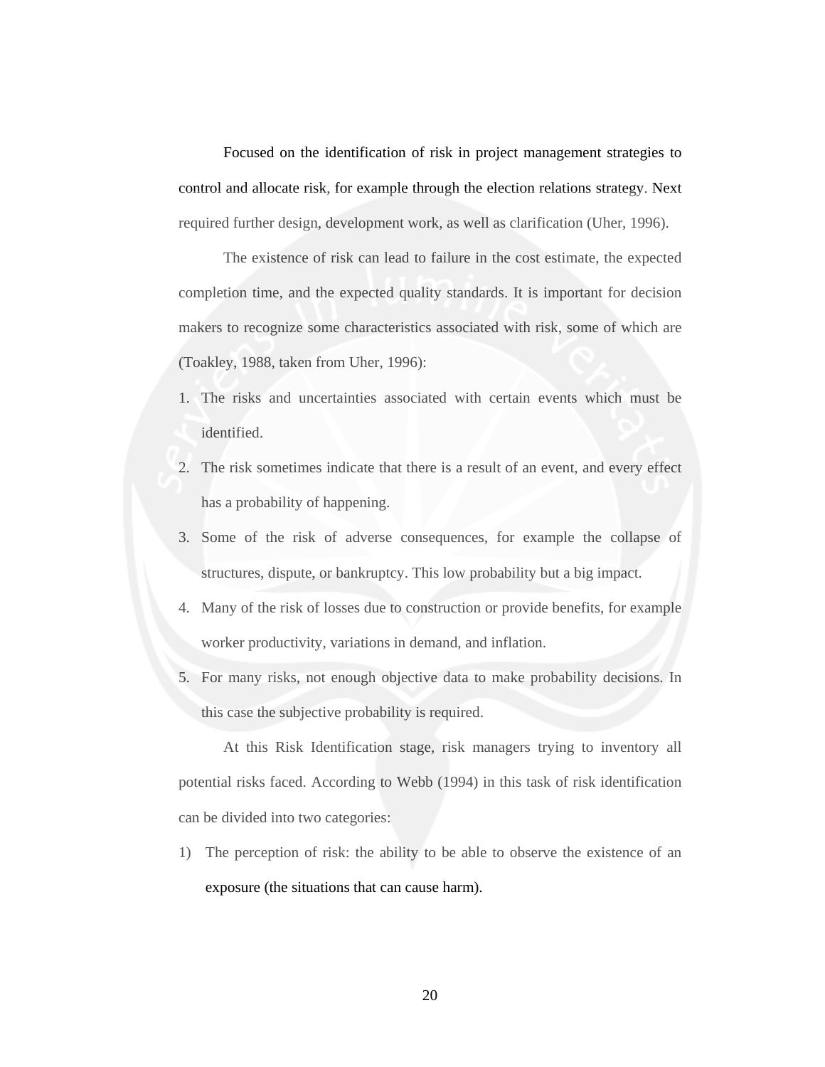Focused on the identification of risk in project management strategies to control and allocate risk, for example through the election relations strategy. Next required further design, development work, as well as clarification (Uher, 1996).

The existence of risk can lead to failure in the cost estimate, the expected completion time, and the expected quality standards. It is important for decision makers to recognize some characteristics associated with risk, some of which are (Toakley, 1988, taken from Uher, 1996):

1. The risks and uncertainties associated with certain events which must be identified.
2. The risk sometimes indicate that there is a result of an event, and every effect has a probability of happening.
3. Some of the risk of adverse consequences, for example the collapse of structures, dispute, or bankruptcy. This low probability but a big impact.
4. Many of the risk of losses due to construction or provide benefits, for example worker productivity, variations in demand, and inflation.
5. For many risks, not enough objective data to make probability decisions. In this case the subjective probability is required.

At this Risk Identification stage, risk managers trying to inventory all potential risks faced. According to Webb (1994) in this task of risk identification can be divided into two categories:

1) The perception of risk: the ability to be able to observe the existence of an exposure (the situations that can cause harm).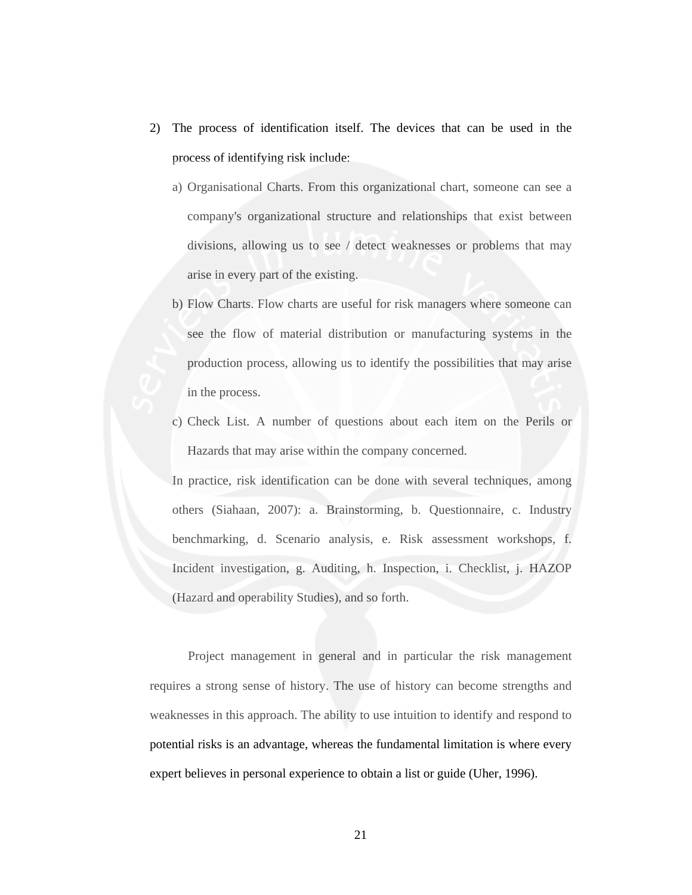2) The process of identification itself. The devices that can be used in the process of identifying risk include:

   a) Organisational Charts. From this organizational chart, someone can see a company's organizational structure and relationships that exist between divisions, allowing us to see / detect weaknesses or problems that may arise in every part of the existing.

   b) Flow Charts. Flow charts are useful for risk managers where someone can see the flow of material distribution or manufacturing systems in the production process, allowing us to identify the possibilities that may arise in the process.

   c) Check List. A number of questions about each item on the Perils or Hazards that may arise within the company concerned.

   In practice, risk identification can be done with several techniques, among others (Siahaan, 2007): a. Brainstorming, b. Questionnaire, c. Industry benchmarking, d. Scenario analysis, e. Risk assessment workshops, f. Incident investigation, g. Auditing, h. Inspection, i. Checklist, j. HAZOP (Hazard and operability Studies), and so forth.

Project management in general and in particular the risk management requires a strong sense of history. The use of history can become strengths and weaknesses in this approach. The ability to use intuition to identify and respond to potential risks is an advantage, whereas the fundamental limitation is where every expert believes in personal experience to obtain a list or guide (Uher, 1996).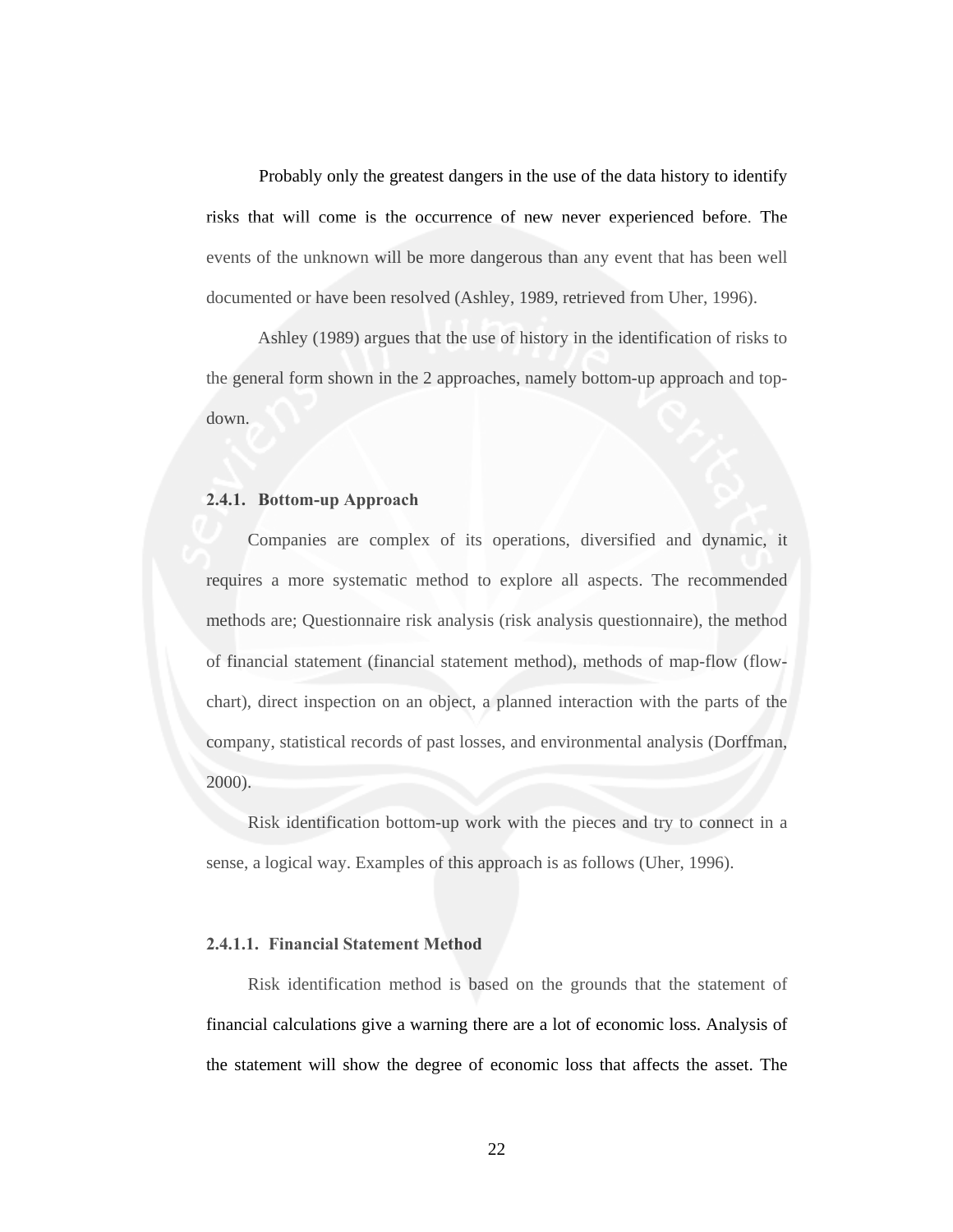Probably only the greatest dangers in the use of the data history to identify risks that will come is the occurrence of new never experienced before. The events of the unknown will be more dangerous than any event that has been well documented or have been resolved (Ashley, 1989, retrieved from Uher, 1996).

Ashley (1989) argues that the use of history in the identification of risks to the general form shown in the 2 approaches, namely bottom-up approach and top-down.

### 2.4.1. Bottom-up Approach

Companies are complex of its operations, diversified and dynamic, it requires a more systematic method to explore all aspects. The recommended methods are; Questionnaire risk analysis (risk analysis questionnaire), the method of financial statement (financial statement method), methods of map-flow (flow-chart), direct inspection on an object, a planned interaction with the parts of the company, statistical records of past losses, and environmental analysis (Dorffman, 2000).

Risk identification bottom-up work with the pieces and try to connect in a sense, a logical way. Examples of this approach is as follows (Uher, 1996).

#### 2.4.1.1. Financial Statement Method

Risk identification method is based on the grounds that the statement of financial calculations give a warning there are a lot of economic loss. Analysis of the statement will show the degree of economic loss that affects the asset. The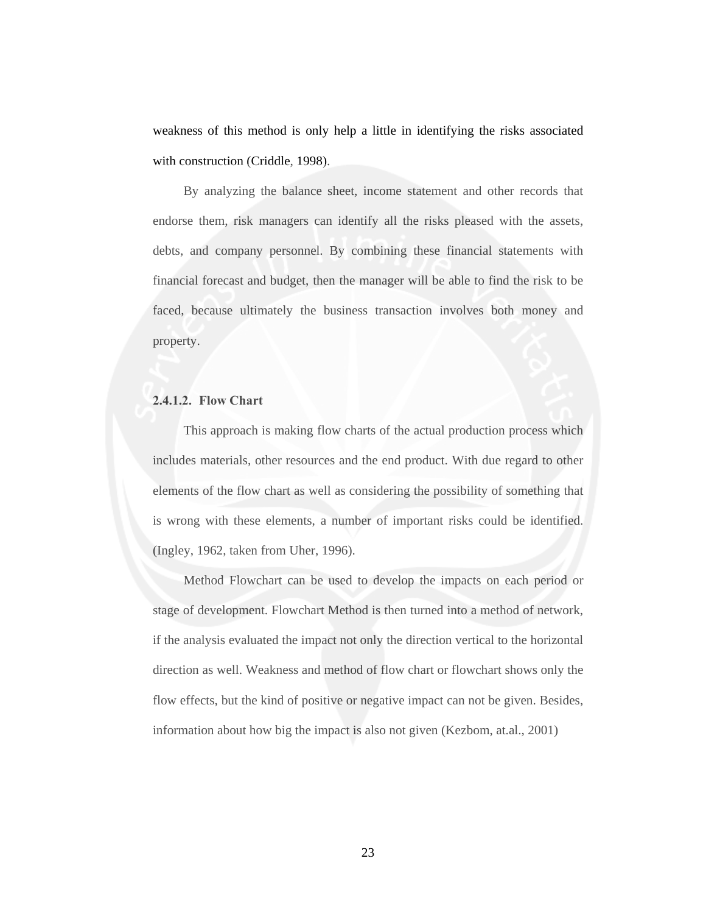weakness of this method is only help a little in identifying the risks associated with construction (Criddle, 1998).

By analyzing the balance sheet, income statement and other records that endorse them, risk managers can identify all the risks pleased with the assets, debts, and company personnel. By combining these financial statements with financial forecast and budget, then the manager will be able to find the risk to be faced, because ultimately the business transaction involves both money and property.

#### 2.4.1.2. Flow Chart

This approach is making flow charts of the actual production process which includes materials, other resources and the end product. With due regard to other elements of the flow chart as well as considering the possibility of something that is wrong with these elements, a number of important risks could be identified. (Ingley, 1962, taken from Uher, 1996).

Method Flowchart can be used to develop the impacts on each period or stage of development. Flowchart Method is then turned into a method of network, if the analysis evaluated the impact not only the direction vertical to the horizontal direction as well. Weakness and method of flow chart or flowchart shows only the flow effects, but the kind of positive or negative impact can not be given. Besides, information about how big the impact is also not given (Kezbom, at.al., 2001)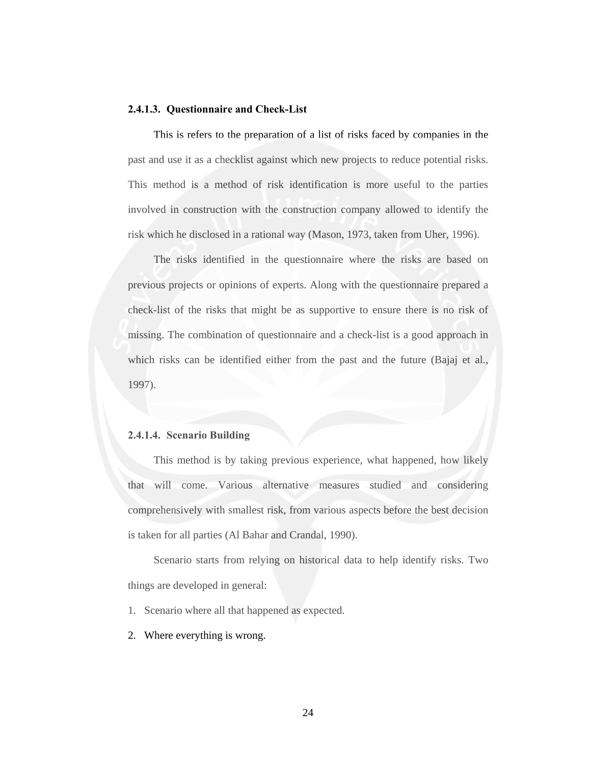#### 2.4.1.3. Questionnaire and Check-List

This is refers to the preparation of a list of risks faced by companies in the past and use it as a checklist against which new projects to reduce potential risks. This method is a method of risk identification is more useful to the parties involved in construction with the construction company allowed to identify the risk which he disclosed in a rational way (Mason, 1973, taken from Uher, 1996).

The risks identified in the questionnaire where the risks are based on previous projects or opinions of experts. Along with the questionnaire prepared a check-list of the risks that might be as supportive to ensure there is no risk of missing. The combination of questionnaire and a check-list is a good approach in which risks can be identified either from the past and the future (Bajaj et al., 1997).

#### 2.4.1.4. Scenario Building

This method is by taking previous experience, what happened, how likely that will come. Various alternative measures studied and considering comprehensively with smallest risk, from various aspects before the best decision is taken for all parties (Al Bahar and Crandal, 1990).

Scenario starts from relying on historical data to help identify risks. Two things are developed in general:

1. Scenario where all that happened as expected.
2. Where everything is wrong.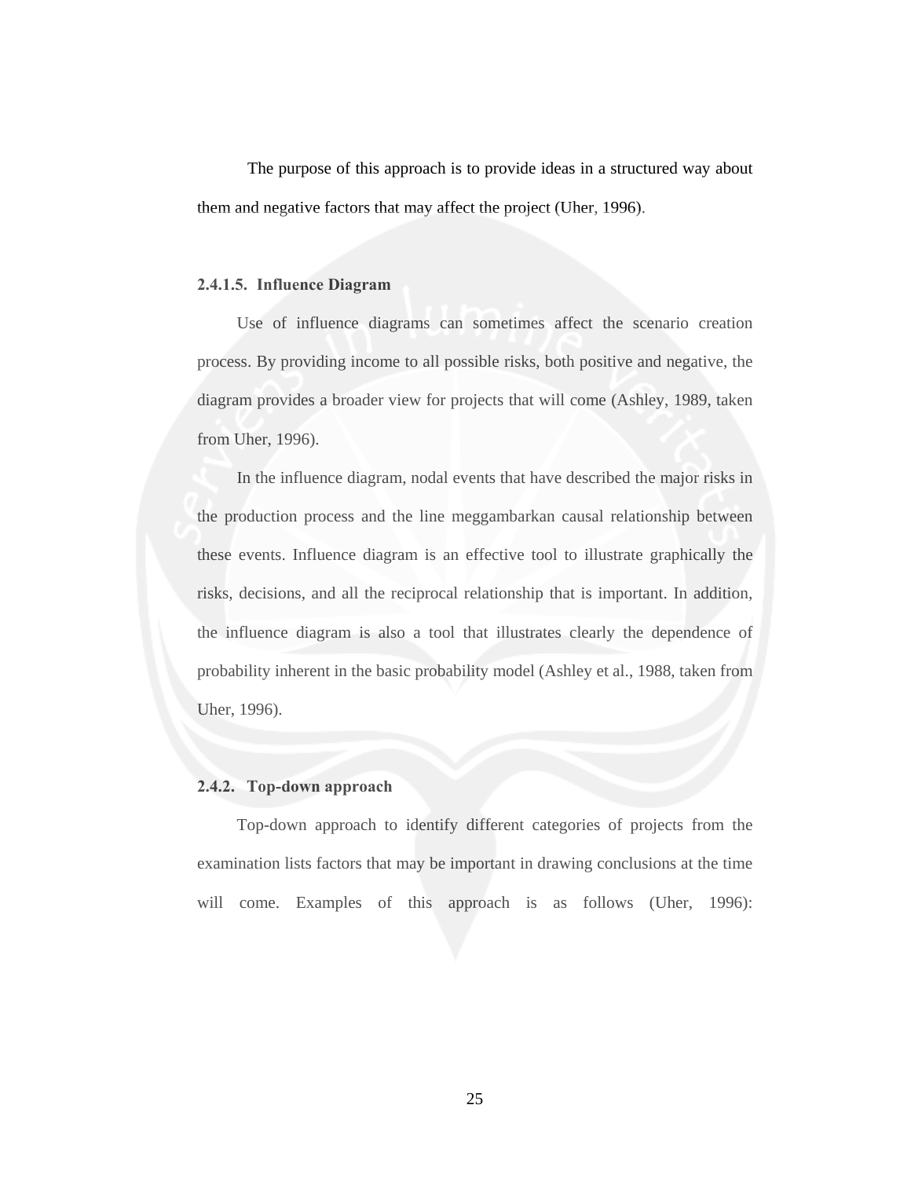The purpose of this approach is to provide ideas in a structured way about them and negative factors that may affect the project (Uher, 1996).

#### 2.4.1.5. Influence Diagram

Use of influence diagrams can sometimes affect the scenario creation process. By providing income to all possible risks, both positive and negative, the diagram provides a broader view for projects that will come (Ashley, 1989, taken from Uher, 1996).

In the influence diagram, nodal events that have described the major risks in the production process and the line meggambarkan causal relationship between these events. Influence diagram is an effective tool to illustrate graphically the risks, decisions, and all the reciprocal relationship that is important. In addition, the influence diagram is also a tool that illustrates clearly the dependence of probability inherent in the basic probability model (Ashley et al., 1988, taken from Uher, 1996).

### 2.4.2. Top-down approach

Top-down approach to identify different categories of projects from the examination lists factors that may be important in drawing conclusions at the time will come. Examples of this approach is as follows (Uher, 1996):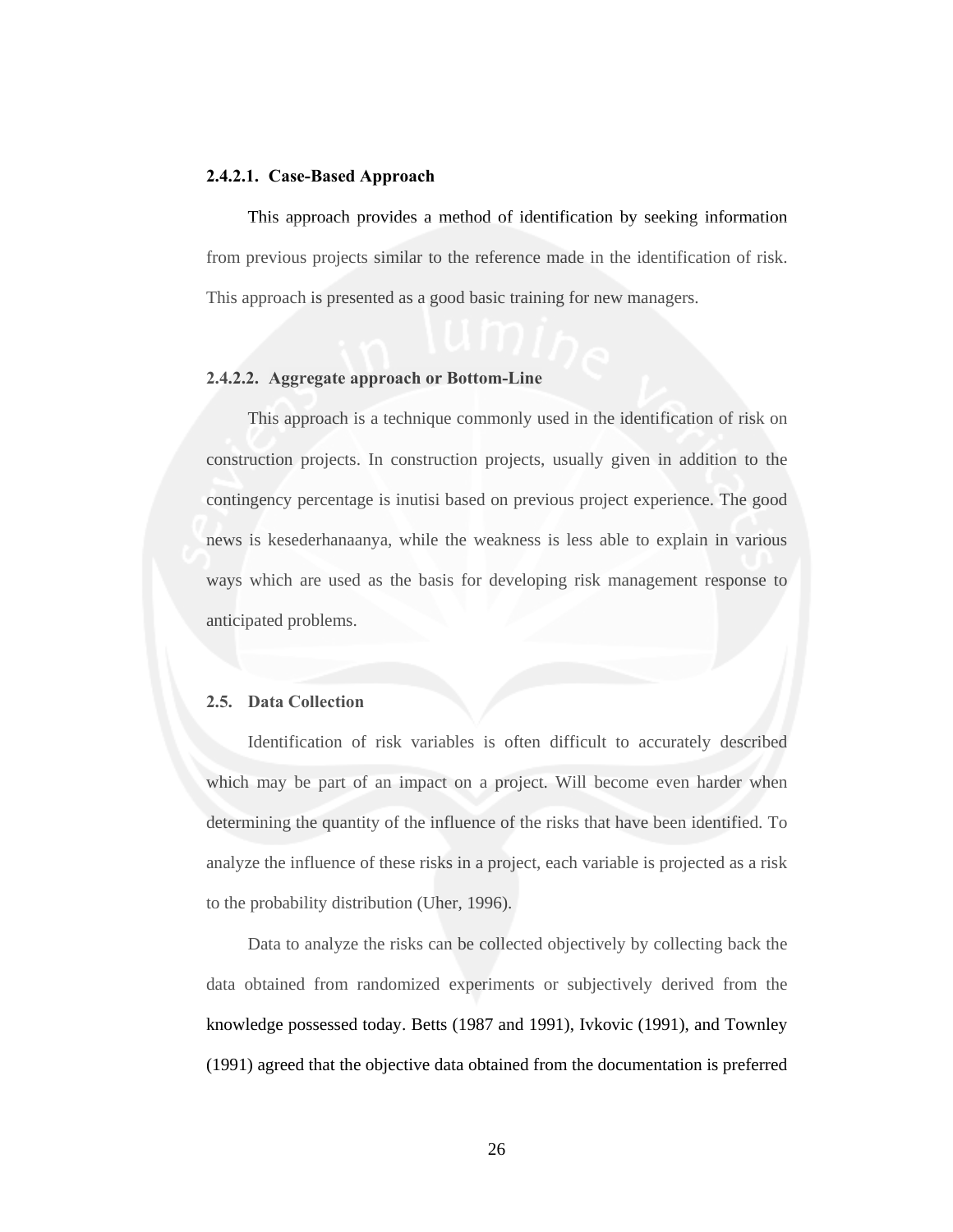#### 2.4.2.1. Case-Based Approach

This approach provides a method of identification by seeking information from previous projects similar to the reference made in the identification of risk. This approach is presented as a good basic training for new managers.

#### 2.4.2.2. Aggregate approach or Bottom-Line

This approach is a technique commonly used in the identification of risk on construction projects. In construction projects, usually given in addition to the contingency percentage is inutisi based on previous project experience. The good news is kesederhanaanya, while the weakness is less able to explain in various ways which are used as the basis for developing risk management response to anticipated problems.

### 2.5. Data Collection

Identification of risk variables is often difficult to accurately described which may be part of an impact on a project. Will become even harder when determining the quantity of the influence of the risks that have been identified. To analyze the influence of these risks in a project, each variable is projected as a risk to the probability distribution (Uher, 1996).

Data to analyze the risks can be collected objectively by collecting back the data obtained from randomized experiments or subjectively derived from the knowledge possessed today. Betts (1987 and 1991), Ivkovic (1991), and Townley (1991) agreed that the objective data obtained from the documentation is preferred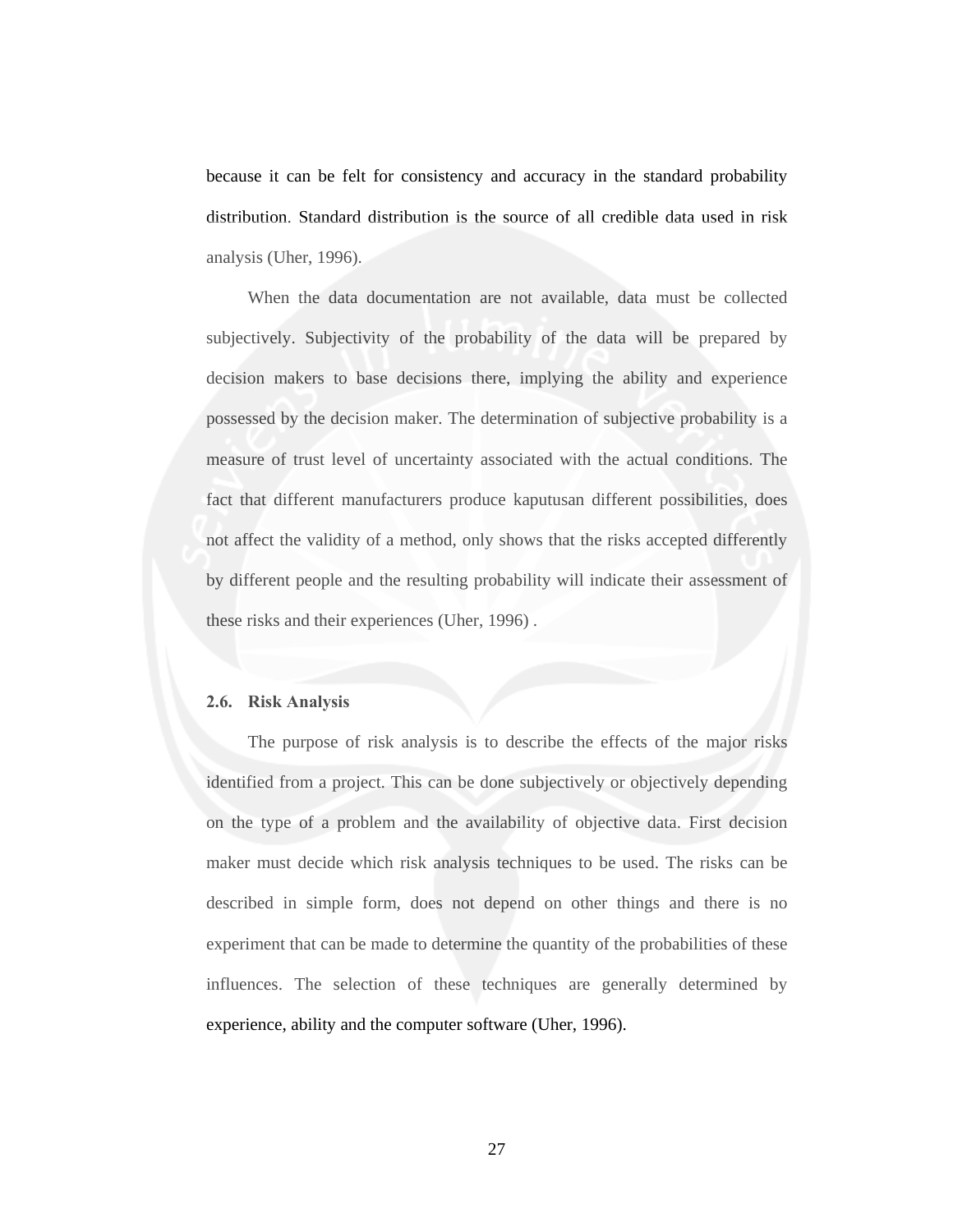because it can be felt for consistency and accuracy in the standard probability distribution. Standard distribution is the source of all credible data used in risk analysis (Uher, 1996).

When the data documentation are not available, data must be collected subjectively. Subjectivity of the probability of the data will be prepared by decision makers to base decisions there, implying the ability and experience possessed by the decision maker. The determination of subjective probability is a measure of trust level of uncertainty associated with the actual conditions. The fact that different manufacturers produce kaputusan different possibilities, does not affect the validity of a method, only shows that the risks accepted differently by different people and the resulting probability will indicate their assessment of these risks and their experiences (Uher, 1996) .

## 2.6. Risk Analysis

The purpose of risk analysis is to describe the effects of the major risks identified from a project. This can be done subjectively or objectively depending on the type of a problem and the availability of objective data. First decision maker must decide which risk analysis techniques to be used. The risks can be described in simple form, does not depend on other things and there is no experiment that can be made to determine the quantity of the probabilities of these influences. The selection of these techniques are generally determined by experience, ability and the computer software (Uher, 1996).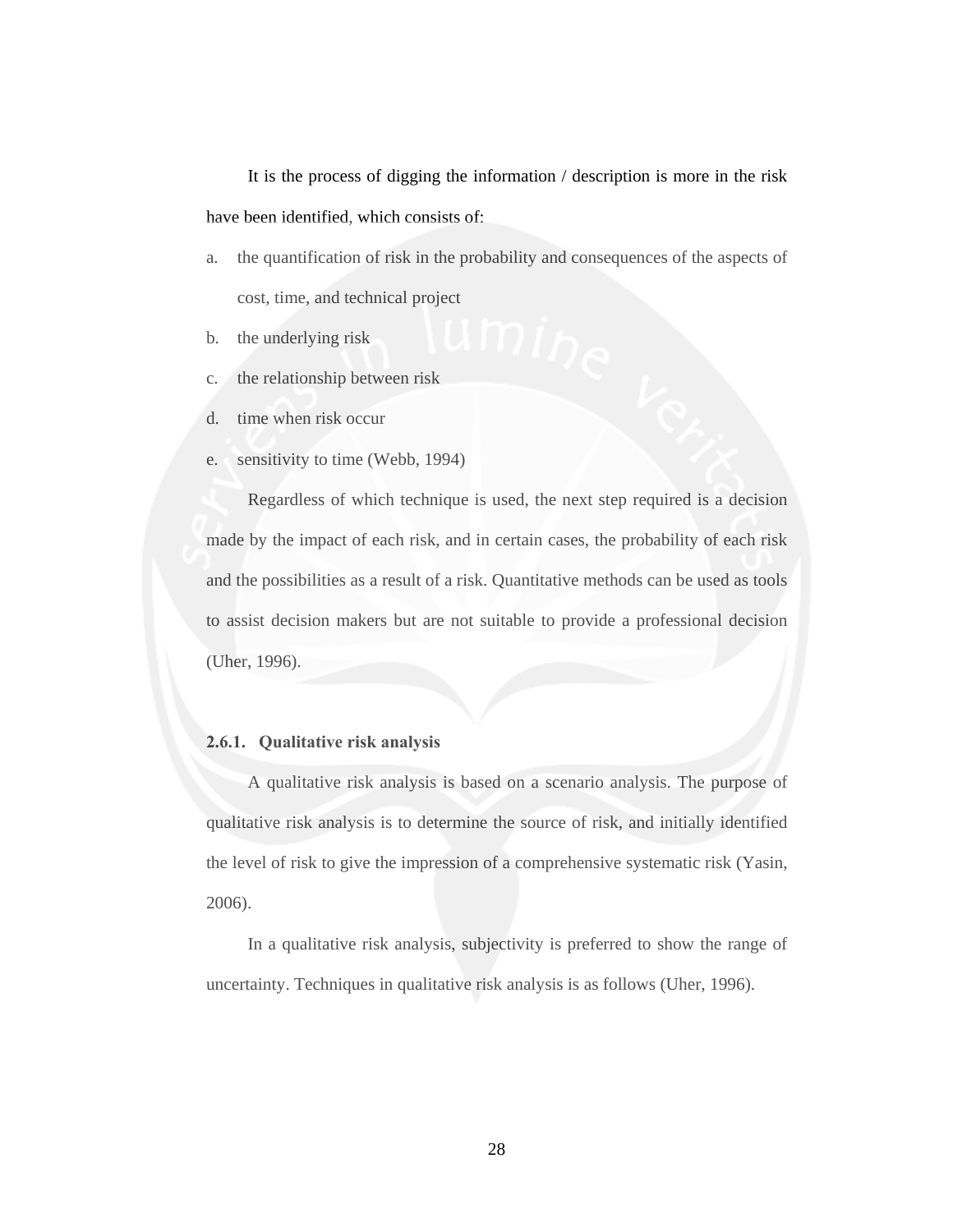It is the process of digging the information / description is more in the risk have been identified, which consists of:

a. the quantification of risk in the probability and consequences of the aspects of cost, time, and technical project
b. the underlying risk
c. the relationship between risk
d. time when risk occur
e. sensitivity to time (Webb, 1994)

Regardless of which technique is used, the next step required is a decision made by the impact of each risk, and in certain cases, the probability of each risk and the possibilities as a result of a risk. Quantitative methods can be used as tools to assist decision makers but are not suitable to provide a professional decision (Uher, 1996).

### 2.6.1. Qualitative risk analysis

A qualitative risk analysis is based on a scenario analysis. The purpose of qualitative risk analysis is to determine the source of risk, and initially identified the level of risk to give the impression of a comprehensive systematic risk (Yasin, 2006).

In a qualitative risk analysis, subjectivity is preferred to show the range of uncertainty. Techniques in qualitative risk analysis is as follows (Uher, 1996).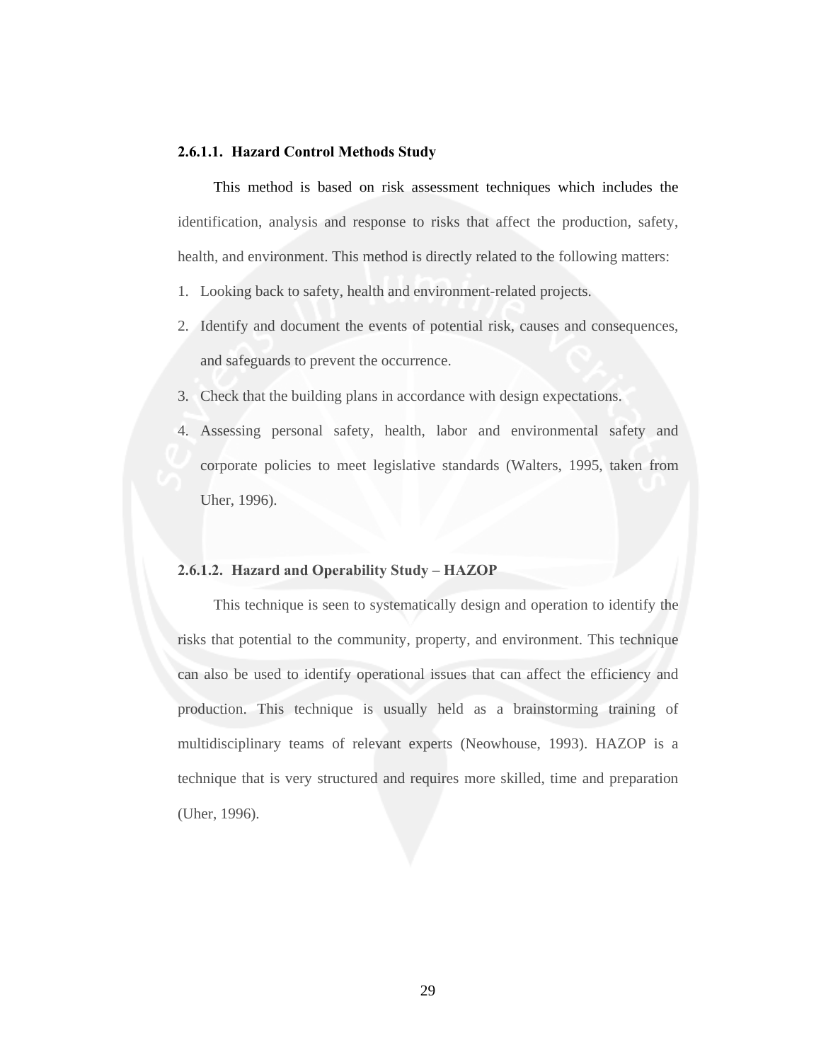#### 2.6.1.1. Hazard Control Methods Study

This method is based on risk assessment techniques which includes the identification, analysis and response to risks that affect the production, safety, health, and environment. This method is directly related to the following matters:

1. Looking back to safety, health and environment-related projects.
2. Identify and document the events of potential risk, causes and consequences, and safeguards to prevent the occurrence.
3. Check that the building plans in accordance with design expectations.
4. Assessing personal safety, health, labor and environmental safety and corporate policies to meet legislative standards (Walters, 1995, taken from Uher, 1996).

#### 2.6.1.2. Hazard and Operability Study – HAZOP

This technique is seen to systematically design and operation to identify the risks that potential to the community, property, and environment. This technique can also be used to identify operational issues that can affect the efficiency and production. This technique is usually held as a brainstorming training of multidisciplinary teams of relevant experts (Neowhouse, 1993). HAZOP is a technique that is very structured and requires more skilled, time and preparation (Uher, 1996).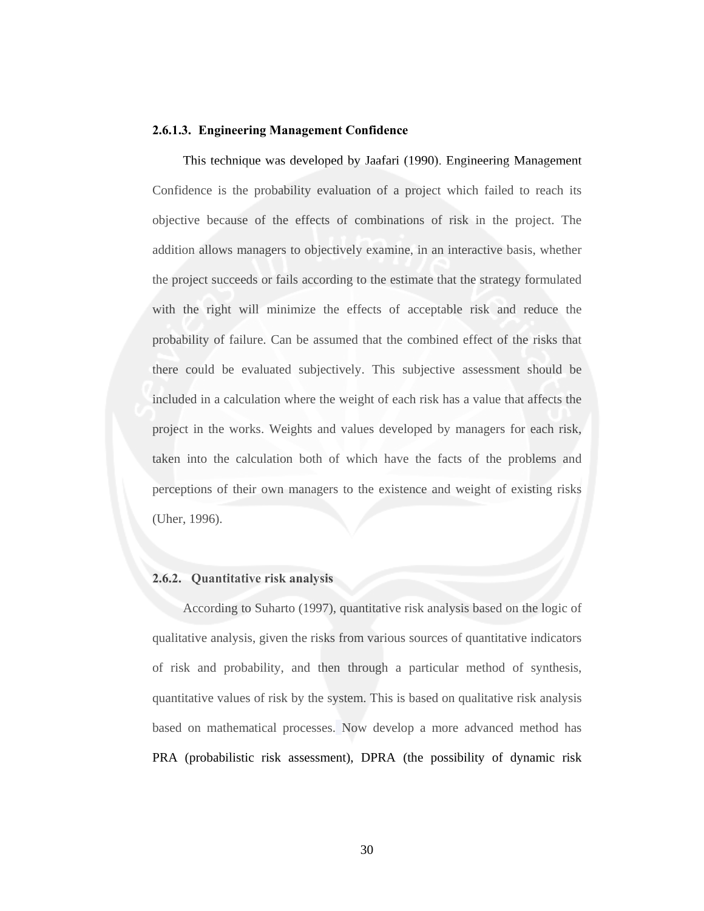#### 2.6.1.3. Engineering Management Confidence

This technique was developed by Jaafari (1990). Engineering Management Confidence is the probability evaluation of a project which failed to reach its objective because of the effects of combinations of risk in the project. The addition allows managers to objectively examine, in an interactive basis, whether the project succeeds or fails according to the estimate that the strategy formulated with the right will minimize the effects of acceptable risk and reduce the probability of failure. Can be assumed that the combined effect of the risks that there could be evaluated subjectively. This subjective assessment should be included in a calculation where the weight of each risk has a value that affects the project in the works. Weights and values developed by managers for each risk, taken into the calculation both of which have the facts of the problems and perceptions of their own managers to the existence and weight of existing risks (Uher, 1996).

### 2.6.2. Quantitative risk analysis

According to Suharto (1997), quantitative risk analysis based on the logic of qualitative analysis, given the risks from various sources of quantitative indicators of risk and probability, and then through a particular method of synthesis, quantitative values of risk by the system. This is based on qualitative risk analysis based on mathematical processes. Now develop a more advanced method has PRA (probabilistic risk assessment), DPRA (the possibility of dynamic risk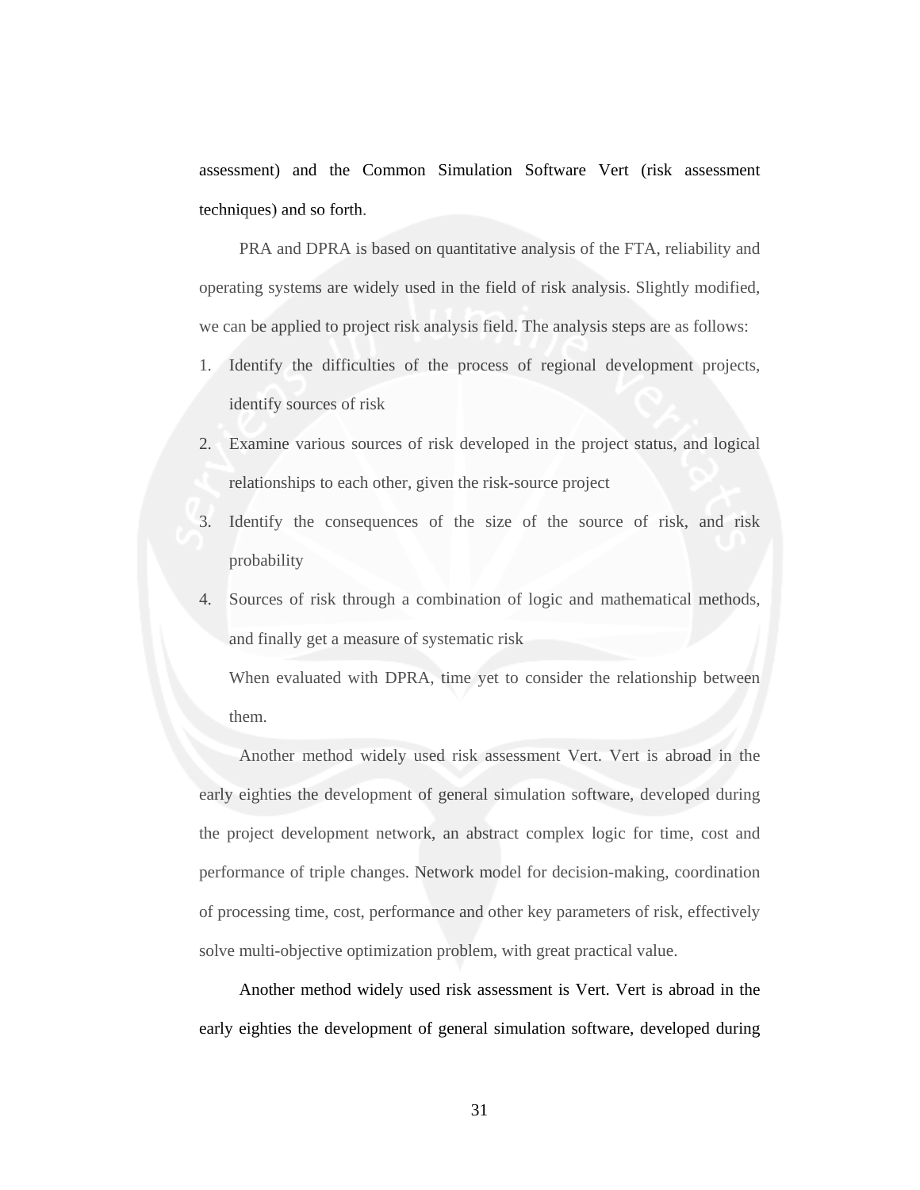assessment) and the Common Simulation Software Vert (risk assessment techniques) and so forth.

PRA and DPRA is based on quantitative analysis of the FTA, reliability and operating systems are widely used in the field of risk analysis. Slightly modified, we can be applied to project risk analysis field. The analysis steps are as follows:

1. Identify the difficulties of the process of regional development projects, identify sources of risk
2. Examine various sources of risk developed in the project status, and logical relationships to each other, given the risk-source project
3. Identify the consequences of the size of the source of risk, and risk probability
4. Sources of risk through a combination of logic and mathematical methods, and finally get a measure of systematic risk

   When evaluated with DPRA, time yet to consider the relationship between them.

Another method widely used risk assessment Vert. Vert is abroad in the early eighties the development of general simulation software, developed during the project development network, an abstract complex logic for time, cost and performance of triple changes. Network model for decision-making, coordination of processing time, cost, performance and other key parameters of risk, effectively solve multi-objective optimization problem, with great practical value.

Another method widely used risk assessment is Vert. Vert is abroad in the early eighties the development of general simulation software, developed during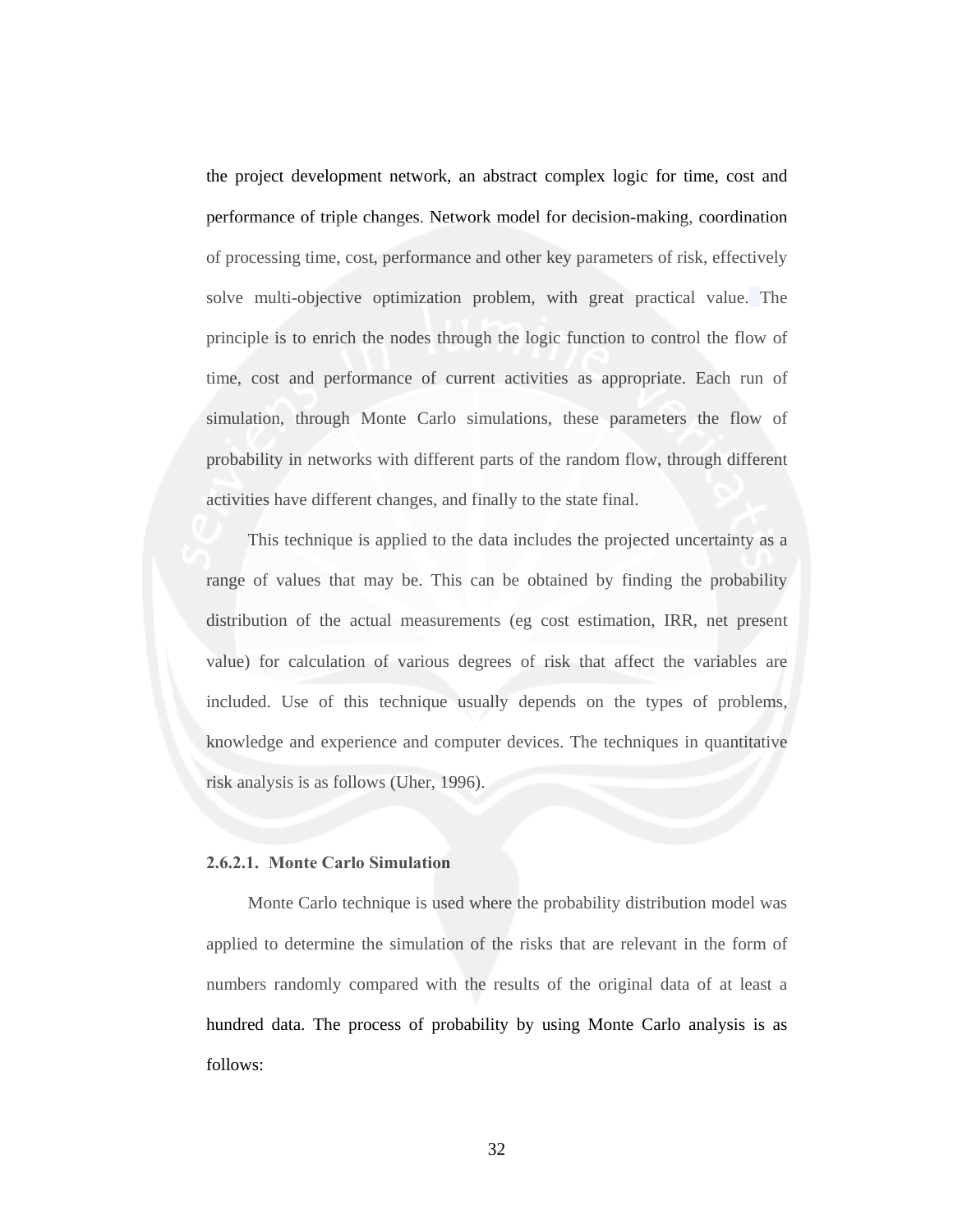the project development network, an abstract complex logic for time, cost and performance of triple changes. Network model for decision-making, coordination of processing time, cost, performance and other key parameters of risk, effectively solve multi-objective optimization problem, with great practical value. The principle is to enrich the nodes through the logic function to control the flow of time, cost and performance of current activities as appropriate. Each run of simulation, through Monte Carlo simulations, these parameters the flow of probability in networks with different parts of the random flow, through different activities have different changes, and finally to the state final.

This technique is applied to the data includes the projected uncertainty as a range of values that may be. This can be obtained by finding the probability distribution of the actual measurements (eg cost estimation, IRR, net present value) for calculation of various degrees of risk that affect the variables are included. Use of this technique usually depends on the types of problems, knowledge and experience and computer devices. The techniques in quantitative risk analysis is as follows (Uher, 1996).

#### 2.6.2.1. Monte Carlo Simulation

Monte Carlo technique is used where the probability distribution model was applied to determine the simulation of the risks that are relevant in the form of numbers randomly compared with the results of the original data of at least a hundred data. The process of probability by using Monte Carlo analysis is as follows: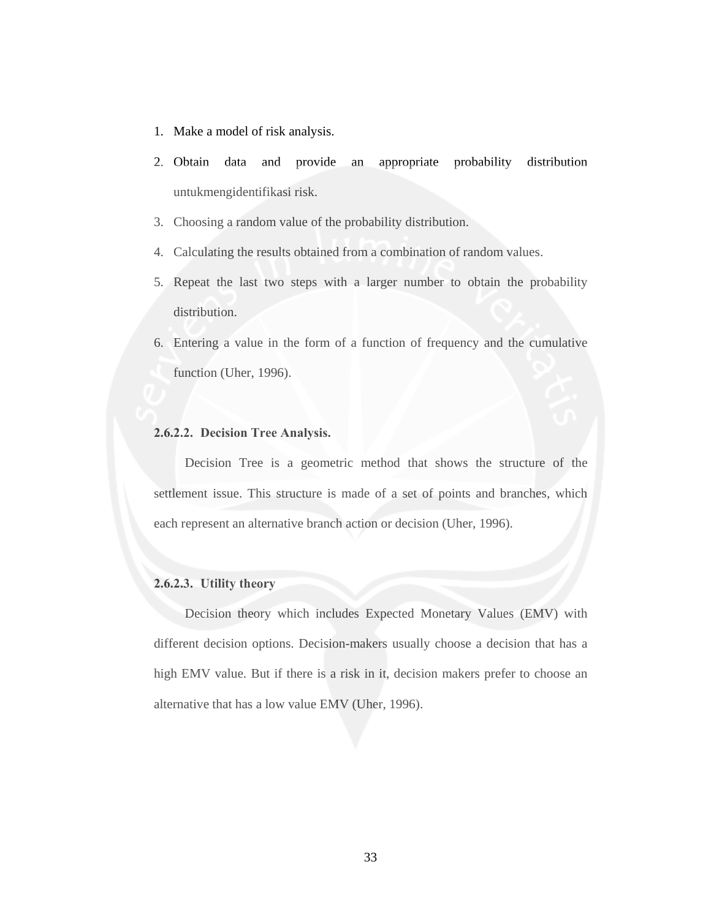1. Make a model of risk analysis.
2. Obtain data and provide an appropriate probability distribution untukmengidentifikasi risk.
3. Choosing a random value of the probability distribution.
4. Calculating the results obtained from a combination of random values.
5. Repeat the last two steps with a larger number to obtain the probability distribution.
6. Entering a value in the form of a function of frequency and the cumulative function (Uher, 1996).

#### 2.6.2.2. Decision Tree Analysis.

Decision Tree is a geometric method that shows the structure of the settlement issue. This structure is made of a set of points and branches, which each represent an alternative branch action or decision (Uher, 1996).

#### 2.6.2.3. Utility theory

Decision theory which includes Expected Monetary Values (EMV) with different decision options. Decision-makers usually choose a decision that has a high EMV value. But if there is a risk in it, decision makers prefer to choose an alternative that has a low value EMV (Uher, 1996).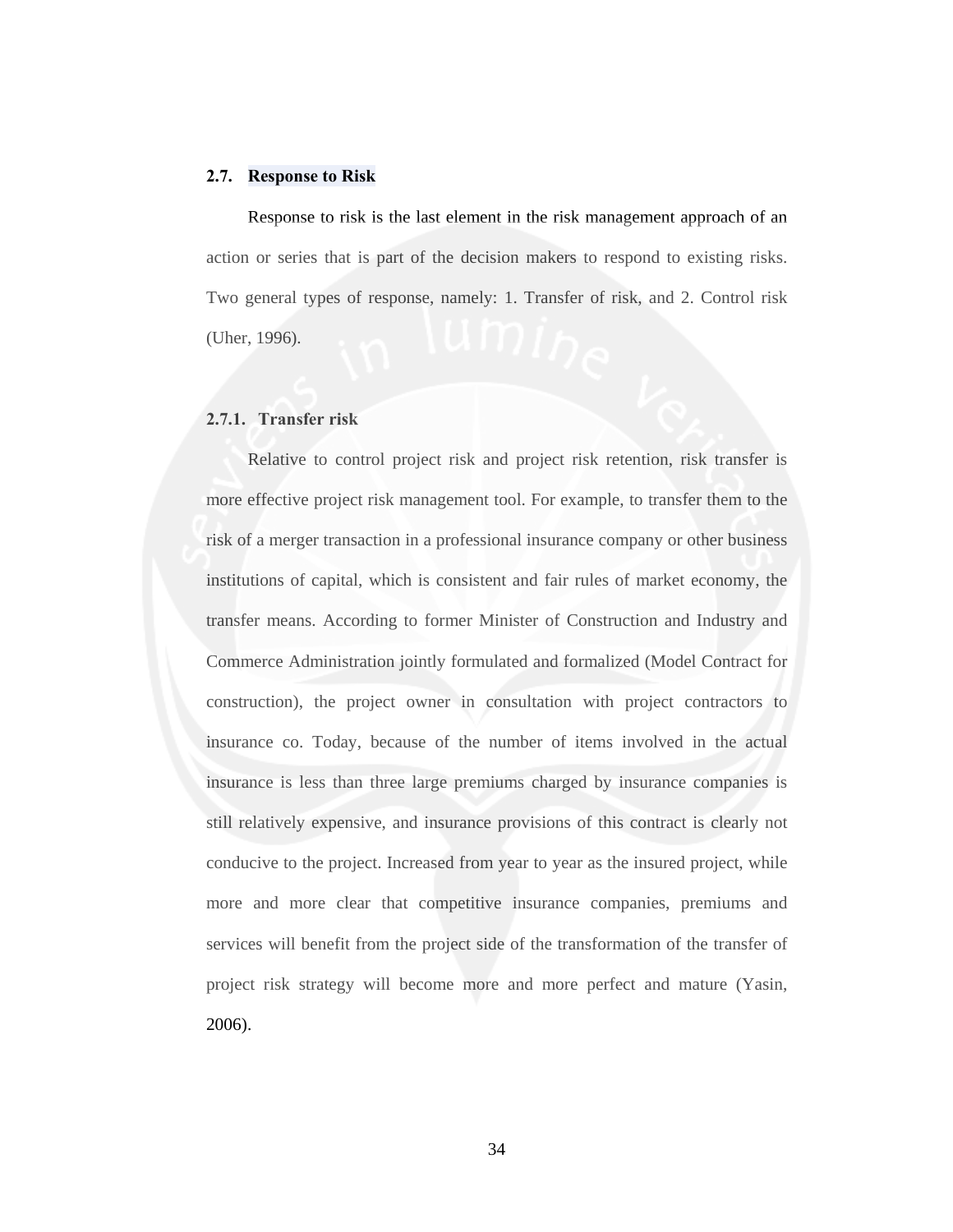## 2.7. Response to Risk

Response to risk is the last element in the risk management approach of an action or series that is part of the decision makers to respond to existing risks. Two general types of response, namely: 1. Transfer of risk, and 2. Control risk (Uher, 1996).

### 2.7.1. Transfer risk

Relative to control project risk and project risk retention, risk transfer is more effective project risk management tool. For example, to transfer them to the risk of a merger transaction in a professional insurance company or other business institutions of capital, which is consistent and fair rules of market economy, the transfer means. According to former Minister of Construction and Industry and Commerce Administration jointly formulated and formalized (Model Contract for construction), the project owner in consultation with project contractors to insurance co. Today, because of the number of items involved in the actual insurance is less than three large premiums charged by insurance companies is still relatively expensive, and insurance provisions of this contract is clearly not conducive to the project. Increased from year to year as the insured project, while more and more clear that competitive insurance companies, premiums and services will benefit from the project side of the transformation of the transfer of project risk strategy will become more and more perfect and mature (Yasin, 2006).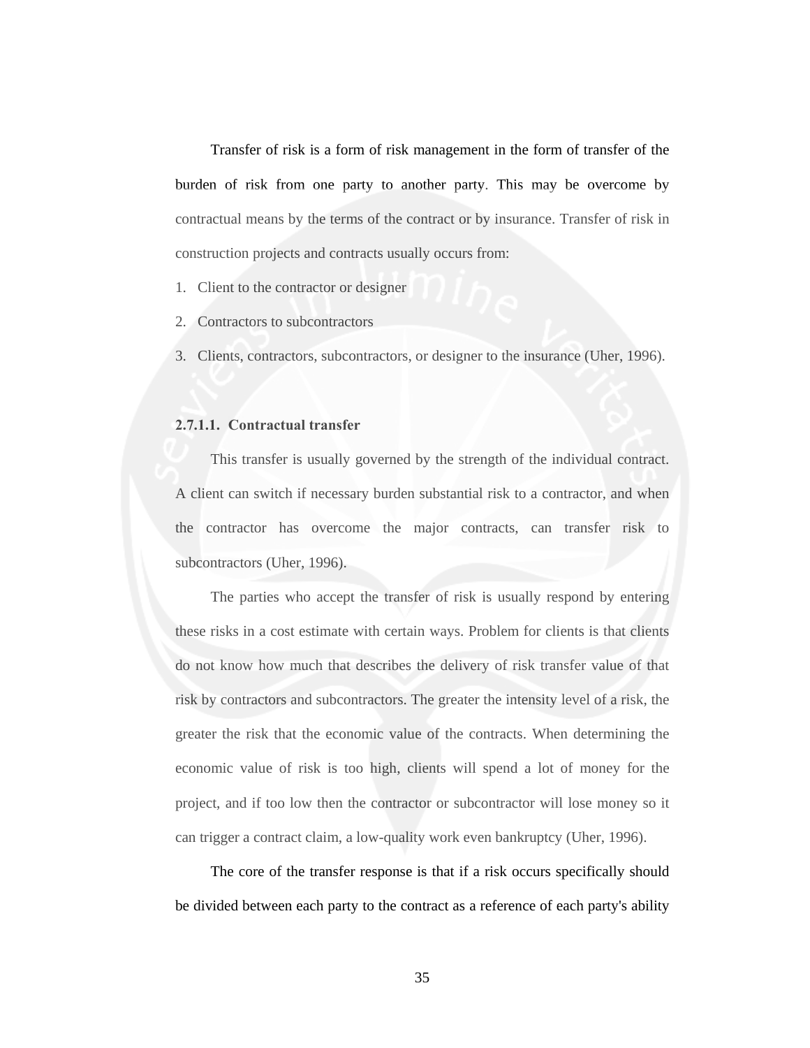Transfer of risk is a form of risk management in the form of transfer of the burden of risk from one party to another party. This may be overcome by contractual means by the terms of the contract or by insurance. Transfer of risk in construction projects and contracts usually occurs from:

1. Client to the contractor or designer
2. Contractors to subcontractors
3. Clients, contractors, subcontractors, or designer to the insurance (Uher, 1996).

**2.7.1.1. Contractual transfer**

This transfer is usually governed by the strength of the individual contract. A client can switch if necessary burden substantial risk to a contractor, and when the contractor has overcome the major contracts, can transfer risk to subcontractors (Uher, 1996).

The parties who accept the transfer of risk is usually respond by entering these risks in a cost estimate with certain ways. Problem for clients is that clients do not know how much that describes the delivery of risk transfer value of that risk by contractors and subcontractors. The greater the intensity level of a risk, the greater the risk that the economic value of the contracts. When determining the economic value of risk is too high, clients will spend a lot of money for the project, and if too low then the contractor or subcontractor will lose money so it can trigger a contract claim, a low-quality work even bankruptcy (Uher, 1996).

The core of the transfer response is that if a risk occurs specifically should be divided between each party to the contract as a reference of each party's ability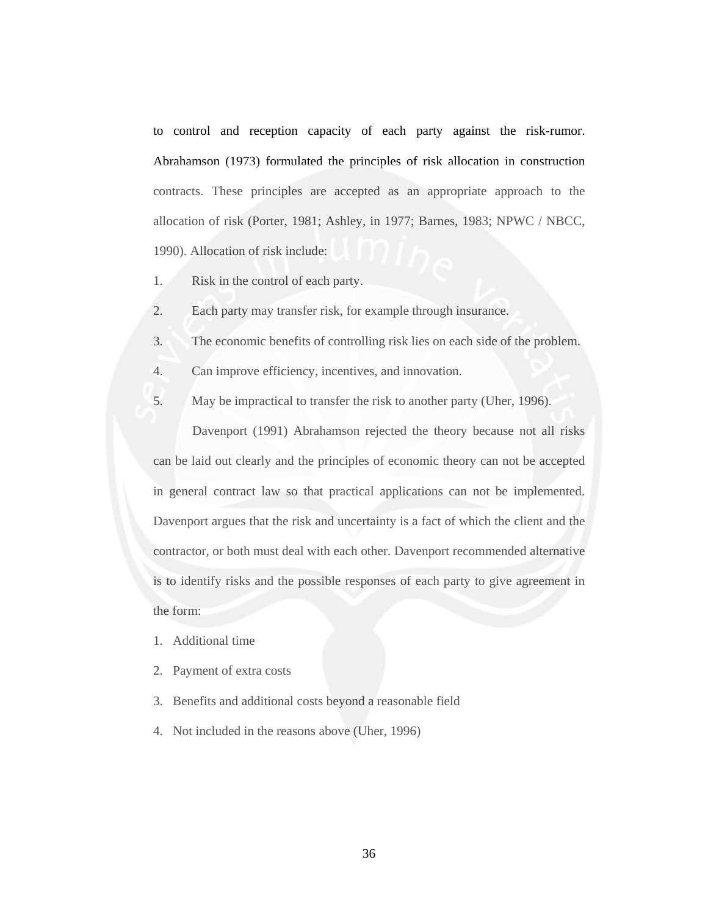to control and reception capacity of each party against the risk-rumor. Abrahamson (1973) formulated the principles of risk allocation in construction contracts. These principles are accepted as an appropriate approach to the allocation of risk (Porter, 1981; Ashley, in 1977; Barnes, 1983; NPWC / NBCC, 1990). Allocation of risk include:

1. Risk in the control of each party.
2. Each party may transfer risk, for example through insurance.
3. The economic benefits of controlling risk lies on each side of the problem.
4. Can improve efficiency, incentives, and innovation.
5. May be impractical to transfer the risk to another party (Uher, 1996).

Davenport (1991) Abrahamson rejected the theory because not all risks can be laid out clearly and the principles of economic theory can not be accepted in general contract law so that practical applications can not be implemented. Davenport argues that the risk and uncertainty is a fact of which the client and the contractor, or both must deal with each other. Davenport recommended alternative is to identify risks and the possible responses of each party to give agreement in the form:

1. Additional time
2. Payment of extra costs
3. Benefits and additional costs beyond a reasonable field
4. Not included in the reasons above (Uher, 1996)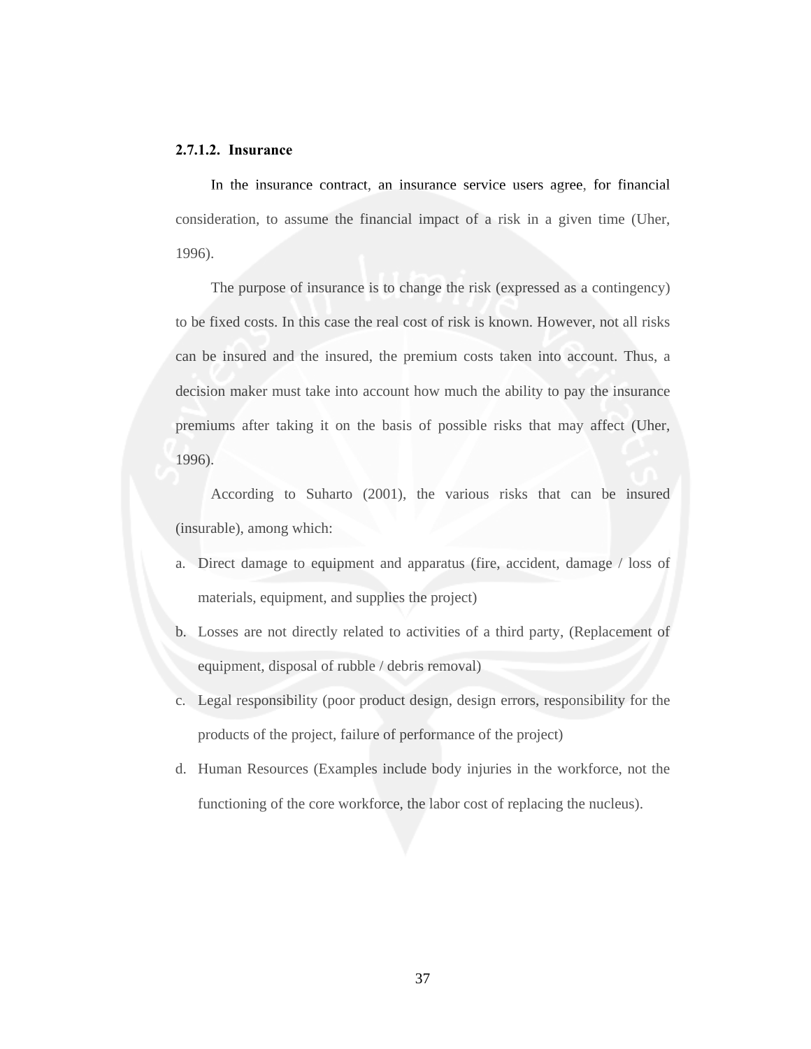#### 2.7.1.2. Insurance

In the insurance contract, an insurance service users agree, for financial consideration, to assume the financial impact of a risk in a given time (Uher, 1996).

The purpose of insurance is to change the risk (expressed as a contingency) to be fixed costs. In this case the real cost of risk is known. However, not all risks can be insured and the insured, the premium costs taken into account. Thus, a decision maker must take into account how much the ability to pay the insurance premiums after taking it on the basis of possible risks that may affect (Uher, 1996).

According to Suharto (2001), the various risks that can be insured (insurable), among which:

a. Direct damage to equipment and apparatus (fire, accident, damage / loss of materials, equipment, and supplies the project)
b. Losses are not directly related to activities of a third party, (Replacement of equipment, disposal of rubble / debris removal)
c. Legal responsibility (poor product design, design errors, responsibility for the products of the project, failure of performance of the project)
d. Human Resources (Examples include body injuries in the workforce, not the functioning of the core workforce, the labor cost of replacing the nucleus).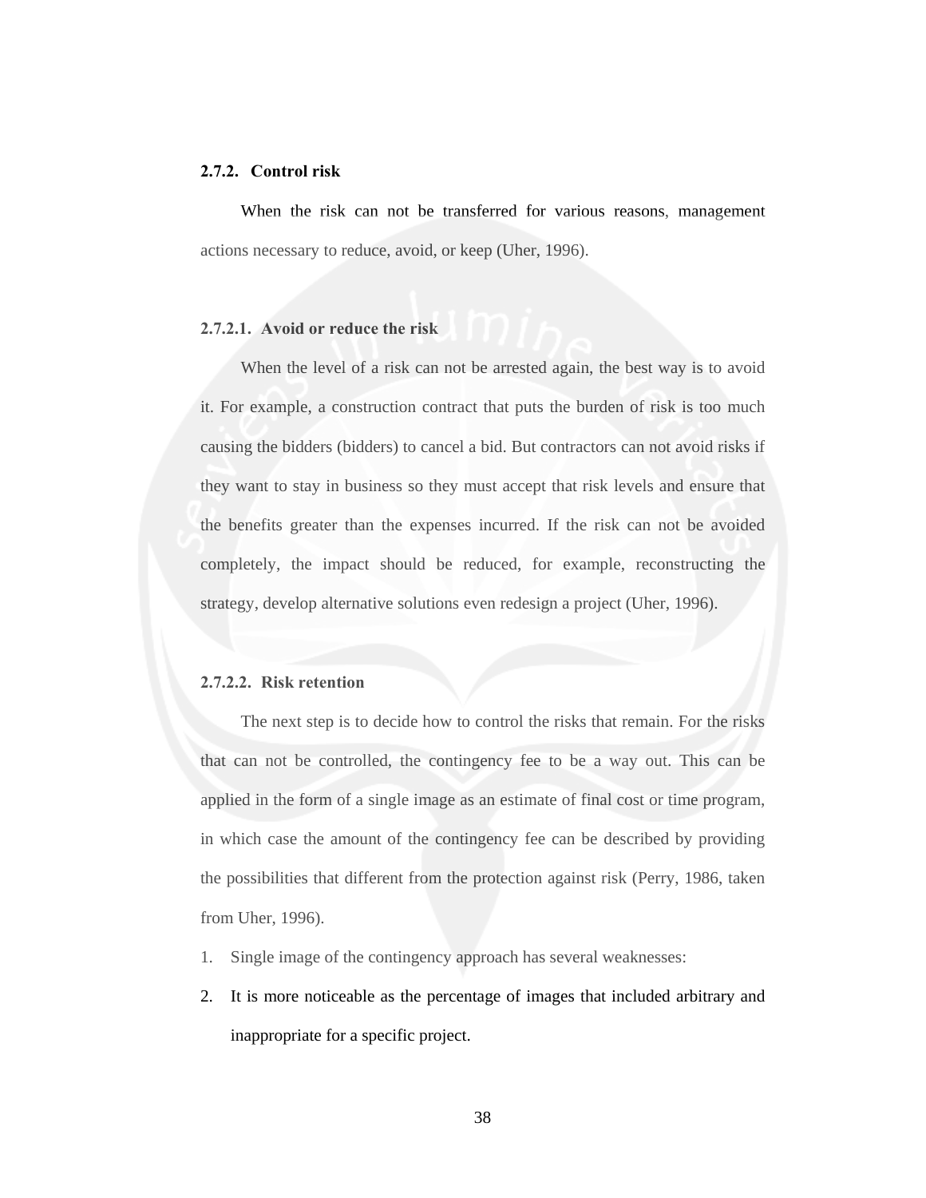### 2.7.2. Control risk

When the risk can not be transferred for various reasons, management actions necessary to reduce, avoid, or keep (Uher, 1996).

#### 2.7.2.1. Avoid or reduce the risk

When the level of a risk can not be arrested again, the best way is to avoid it. For example, a construction contract that puts the burden of risk is too much causing the bidders (bidders) to cancel a bid. But contractors can not avoid risks if they want to stay in business so they must accept that risk levels and ensure that the benefits greater than the expenses incurred. If the risk can not be avoided completely, the impact should be reduced, for example, reconstructing the strategy, develop alternative solutions even redesign a project (Uher, 1996).

#### 2.7.2.2. Risk retention

The next step is to decide how to control the risks that remain. For the risks that can not be controlled, the contingency fee to be a way out. This can be applied in the form of a single image as an estimate of final cost or time program, in which case the amount of the contingency fee can be described by providing the possibilities that different from the protection against risk (Perry, 1986, taken from Uher, 1996).

1. Single image of the contingency approach has several weaknesses:
2. It is more noticeable as the percentage of images that included arbitrary and inappropriate for a specific project.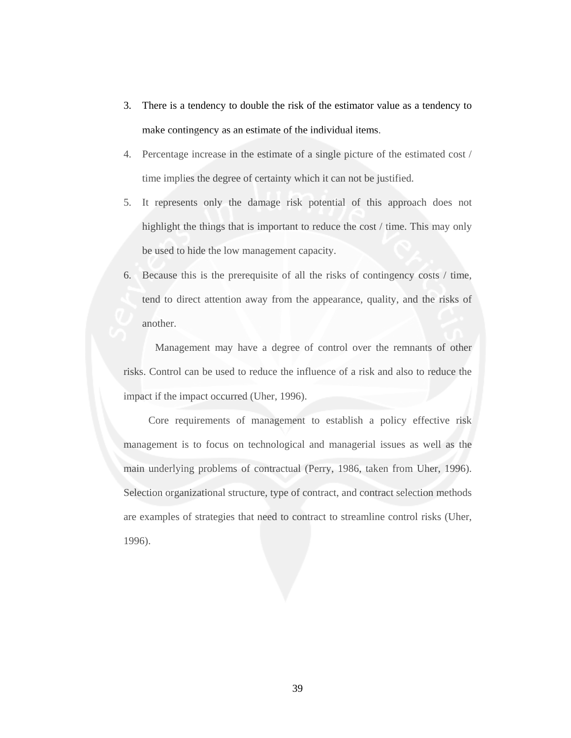3. There is a tendency to double the risk of the estimator value as a tendency to make contingency as an estimate of the individual items.
4. Percentage increase in the estimate of a single picture of the estimated cost / time implies the degree of certainty which it can not be justified.
5. It represents only the damage risk potential of this approach does not highlight the things that is important to reduce the cost / time. This may only be used to hide the low management capacity.
6. Because this is the prerequisite of all the risks of contingency costs / time, tend to direct attention away from the appearance, quality, and the risks of another.

Management may have a degree of control over the remnants of other risks. Control can be used to reduce the influence of a risk and also to reduce the impact if the impact occurred (Uher, 1996).

Core requirements of management to establish a policy effective risk management is to focus on technological and managerial issues as well as the main underlying problems of contractual (Perry, 1986, taken from Uher, 1996). Selection organizational structure, type of contract, and contract selection methods are examples of strategies that need to contract to streamline control risks (Uher, 1996).